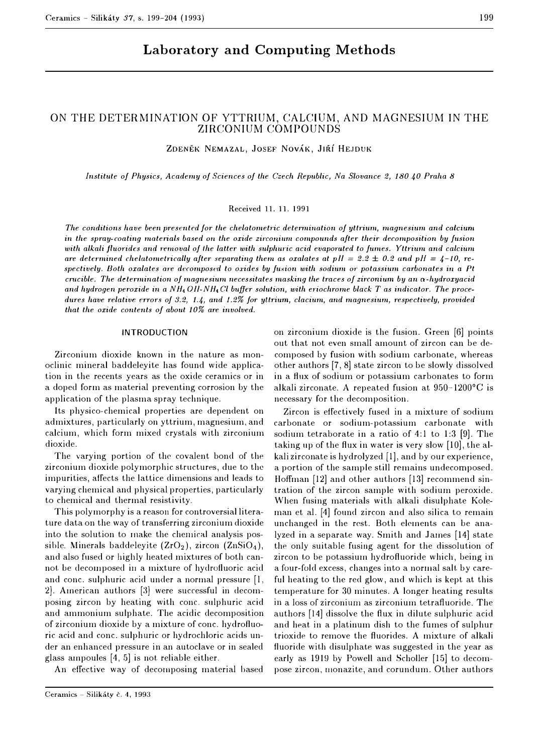# Laboratory and Computing Methods

## ON THE DETERMINATION OF YTTRIUM, CALCIUM, AND MAGNESIUM IN THE ZIRCONIUM COMPOUNDS

ZDENĚK NEMAZAL, JOSEF NOVÁK, JIŘÍ HEJDUK

*Institute of Physics, Academy of Sciences of the Czech Republic, Na Slovance 2, 180 40 Praha 8*

Received 11. 11. 1991

*The conditions have been presented for the chelatometric determination of yttrium, magnesium and calcium in the spray-coating materials based on the oxide zirconium compounds after their decomposition by fusion with alkali fluorides and removal of the latter with sulphuric acid evaporated to fumes. Yttrium and calcium are determined chelatometrically after separating them as oxalates at pH = 2.2 ± 0.2 and pH = 4–10, respectively. Both oxalates are decomposed to oxides by fusion with sodium or potassium carbonates in a Pt crucible. The determination of magnesium necessitates masking the traces of zirconium by an α-hydroxyacid and hydrogen peroxide in a $NH_4OH$-$NH_4Cl$ buffer solution, with eriochrome black T as indicator. The procedures have relative errors of 3.2, 1.4, and 1.2% for yttrium, clacium, and magnesium, respectively, provided that the oxide contents of about 10% are involved.*

### INTRODUCTION

Zirconium dioxide known in the nature as monoclinic mineral baddeleyite has found wide application in the recents years as the oxide ceramics or in a doped form as material preventing corrosion by the application of the plasma spray technique.

Its physico-chemical properties are dependent on admixtures, particularly on yttrium, magnesium, and calcium, which form mixed crystals with zirconium dioxide.

The varying portion of the covalent bond of the zirconium dioxide polymorphic structures, due to the impurities, affects the lattice dimensions and leads to varying chemical and physical properties, particularly to chemical and thermal resistivity.

This polymorphy is a reason for controversial literature data on the way of transferring zirconium dioxide into the solution to make the chemical analysis possible. Minerals baddeleyite ($ZrO_2$), zircon ($ZnSiO_4$), and also fused or highly heated mixtures of both cannot be decomposed in a mixture of hydrofluoric acid and conc. sulphuric acid under a normal pressure [1, 2]. American authors [3] were successful in decomposing zircon by heating with conc. sulphuric acid and ammonium sulphate. The acidic decomposition of zirconium dioxide by a mixture of conc. hydrofluoric acid and conc. sulphuric or hydrochloric acids under an enhanced pressure in an autoclave or in sealed glass ampoules [4, 5] is not reliable either.

An effective way of decomposing material based on zirconium dioxide is the fusion. Green [6] points out that not even small amount of zircon can be decomposed by fusion with sodium carbonate, whereas other authors [7, 8] state zircon to be slowly dissolved in a flux of sodium or potassium carbonates to form alkali zirconate. A repeated fusion at 950–1200°C is necessary for the decomposition.

Zircon is effectively fused in a mixture of sodium carbonate or sodium-potassium carbonate with sodium tetraborate in a ratio of 4:1 to 1:3 [9]. The taking up of the flux in water is very slow [10], the alkali zirconate is hydrolyzed [1], and by our experience, a portion of the sample still remains undecomposed. Hoffman [12] and other authors [13] recommend sintration of the zircon sample with sodium peroxide. When fusing materials with alkali disulphate Koleman et al. [4] found zircon and also silica to remain unchanged in the rest. Both elements can be analyzed in a separate way. Smith and James [14] state the only suitable fusing agent for the dissolution of zircon to be potassium hydrofluoride which, being in a four-fold excess, changes into a normal salt by careful heating to the red glow, and which is kept at this temperature for 30 minutes. A longer heating results in a loss of zirconium as zirconium tetrafluoride. The authors [14] dissolve the flux in dilute sulphuric acid and heat in a platinum dish to the fumes of sulphur trioxide to remove the fluorides. A mixture of alkali fluoride with disulphate was suggested in the year as early as 1919 by Powell and Scholler [15] to decompose zircon, monazite, and corundum. Other authors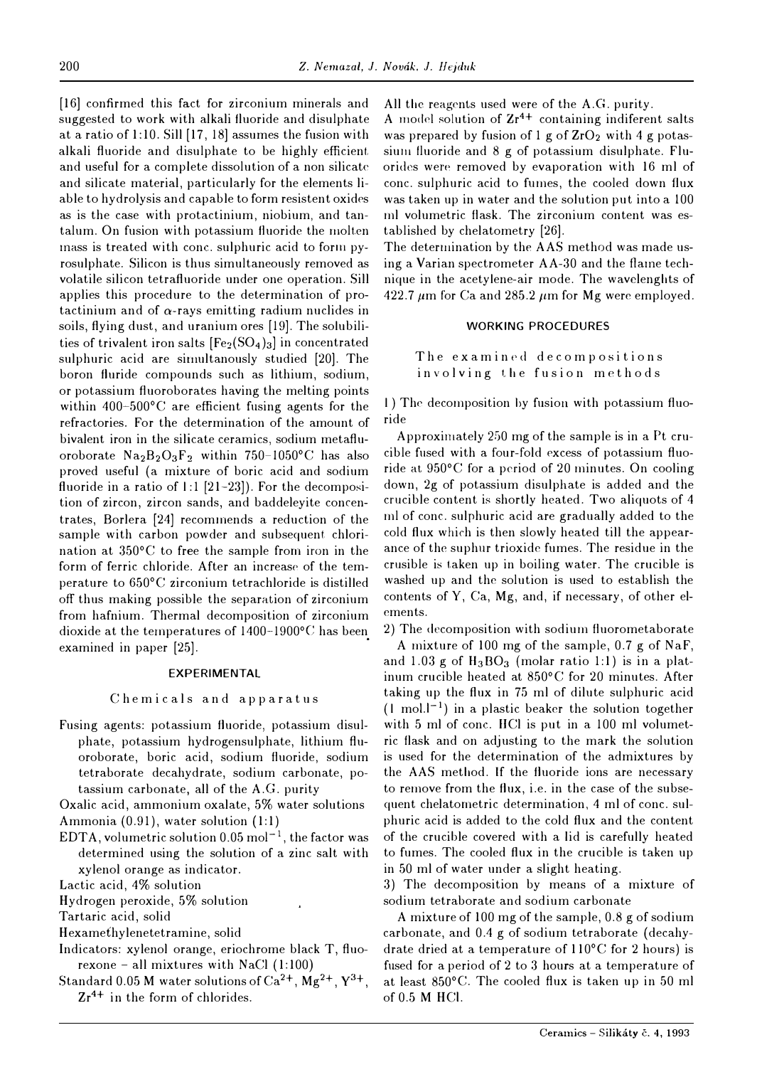[16] confirmed this fact for zirconium minerals and suggested to work with alkali fluoride and disulphate at a ratio of 1:10. Sill [17, 18] assumes the fusion with alkali fluoride and disulphate to be highly efficient and useful for a complete dissolution of a non silicate and silicate material, particularly for the elements liable to hydrolysis and capable to form resistent oxides as is the case with protactinium, niobium, and tantalum. On fusion with potassium fluoride the molten mass is treated with conc. sulphuric acid to form pyrosulphate. Silicon is thus simultaneously removed as volatile silicon tetrafluoride under one operation. Sill applies this procedure to the determination of protactinium and of $\alpha$-rays emitting radium nuclides in soils, flying dust, and uranium ores [19]. The solubilities of trivalent iron salts [$Fe_2(SO_4)_3$] in concentrated sulphuric acid are simultanously studied [20]. The boron fluride compounds such as lithium, sodium, or potassium fluoroborates having the melting points within 400–500°C are efficient fusing agents for the refractories. For the determination of the amount of bivalent iron in the silicate ceramics, sodium metafluoroborate $Na_2B_2O_3F_2$ within 750–1050°C has also proved useful (a mixture of boric acid and sodium fluoride in a ratio of 1:1 [21–23]). For the decomposition of zircon, zircon sands, and baddeleyite concentrates, Borlera [24] recommends a reduction of the sample with carbon powder and subsequent chlorination at 350°C to free the sample from iron in the form of ferric chloride. After an increase of the temperature to 650°C zirconium tetrachloride is distilled off thus making possible the separation of zirconium from hafnium. Thermal decomposition of zirconium dioxide at the temperatures of 1400–1900°C has been examined in paper [25].

## EXPERIMENTAL

### Chemicals and apparatus

Fusing agents: potassium fluoride, potassium disulphate, potassium hydrogensulphate, lithium fluoroborate, boric acid, sodium fluoride, sodium tetraborate decahydrate, sodium carbonate, potassium carbonate, all of the A.G. purity

Oxalic acid, ammonium oxalate, 5% water solutions

Ammonia (0.91), water solution (1:1)

EDTA, volumetric solution 0.05 $mol^{-1}$, the factor was determined using the solution of a zinc salt with xylenol orange as indicator.

Lactic acid, 4% solution

Hydrogen peroxide, 5% solution

Tartaric acid, solid

Hexamethylenetetramine, solid

Indicators: xylenol orange, eriochrome black T, fluorexone – all mixtures with NaCl (1:100)

Standard 0.05 M water solutions of $Ca^{2+}$, $Mg^{2+}$, $Y^{3+}$, $Zr^{4+}$ in the form of chlorides.

All the reagents used were of the A.G. purity.

A model solution of $Zr^{4+}$ containing indiferent salts was prepared by fusion of 1 g of $ZrO_2$ with 4 g potassium fluoride and 8 g of potassium disulphate. Fluorides were removed by evaporation with 16 ml of conc. sulphuric acid to fumes, the cooled down flux was taken up in water and the solution put into a 100 ml volumetric flask. The zirconium content was established by chelatometry [26].

The determination by the AAS method was made using a Varian spectrometer AA-30 and the flame technique in the acetylene-air mode. The wavelenghts of 422.7 $\mu$m for Ca and 285.2 $\mu$m for Mg were employed.

## WORKING PROCEDURES

### The examined decompositions involving the fusion methods

1) The decomposition by fusion with potassium fluoride

Approximately 250 mg of the sample is in a Pt crucible fused with a four-fold excess of potassium fluoride at 950°C for a period of 20 minutes. On cooling down, 2g of potassium disulphate is added and the crucible content is shortly heated. Two aliquots of 4 ml of conc. sulphuric acid are gradually added to the cold flux which is then slowly heated till the appearance of the suphur trioxide fumes. The residue in the crusible is taken up in boiling water. The crucible is washed up and the solution is used to establish the contents of Y, Ca, Mg, and, if necessary, of other elements.

2) The decomposition with sodium fluorometaborate

A mixture of 100 mg of the sample, 0.7 g of NaF, and 1.03 g of $H_3BO_3$ (molar ratio 1:1) is in a platinum crucible heated at 850°C for 20 minutes. After taking up the flux in 75 ml of dilute sulphuric acid (1 $mol.l^{-1}$) in a plastic beaker the solution together with 5 ml of conc. HCl is put in a 100 ml volumetric flask and on adjusting to the mark the solution is used for the determination of the admixtures by the AAS method. If the fluoride ions are necessary to remove from the flux, i.e. in the case of the subsequent chelatometric determination, 4 ml of conc. sulphuric acid is added to the cold flux and the content of the crucible covered with a lid is carefully heated to fumes. The cooled flux in the crucible is taken up in 50 ml of water under a slight heating.

3) The decomposition by means of a mixture of sodium tetraborate and sodium carbonate

A mixture of 100 mg of the sample, 0.8 g of sodium carbonate, and 0.4 g of sodium tetraborate (decahydrate dried at a temperature of 110°C for 2 hours) is fused for a period of 2 to 3 hours at a temperature of at least 850°C. The cooled flux is taken up in 50 ml of 0.5 M HCl.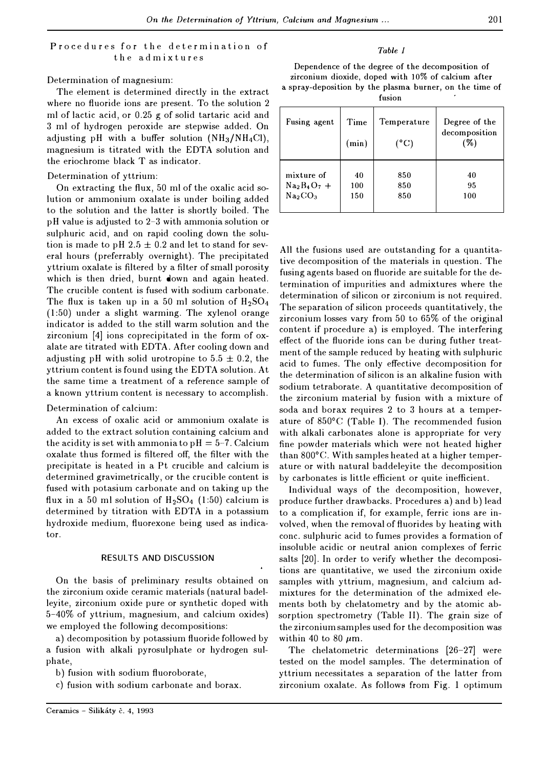## Procedures for the determination of the admixtures

Determination of magnesium:

The element is determined directly in the extract where no fluoride ions are present. To the solution 2 ml of lactic acid, or 0.25 g of solid tartaric acid and 3 ml of hydrogen peroxide are stepwise added. On adjusting pH with a buffer solution ($NH_3/NH_4Cl$), magnesium is titrated with the EDTA solution and the eriochrome black T as indicator.

Determination of yttrium:

On extracting the flux, 50 ml of the oxalic acid solution or ammonium oxalate is under boiling added to the solution and the latter is shortly boiled. The pH value is adjusted to 2–3 with ammonia solution or sulphuric acid, and on rapid cooling down the solution is made to pH 2.5 ± 0.2 and let to stand for several hours (preferrably overnight). The precipitated yttrium oxalate is filtered by a filter of small porosity which is then dried, burnt down and again heated. The crucible content is fused with sodium carbonate. The flux is taken up in a 50 ml solution of $H_2SO_4$ (1:50) under a slight warming. The xylenol orange indicator is added to the still warm solution and the zirconium [4] ions coprecipitated in the form of oxalate are titrated with EDTA. After cooling down and adjusting pH with solid urotropine to 5.5 ± 0.2, the yttrium content is found using the EDTA solution. At the same time a treatment of a reference sample of a known yttrium content is necessary to accomplish.

Determination of calcium:

An excess of oxalic acid or ammonium oxalate is added to the extract solution containing calcium and the acidity is set with ammonia to pH = 5–7. Calcium oxalate thus formed is filtered off, the filter with the precipitate is heated in a Pt crucible and calcium is determined gravimetrically, or the crucible content is fused with potasium carbonate and on taking up the flux in a 50 ml solution of $H_2SO_4$ (1:50) calcium is determined by titration with EDTA in a potassium hydroxide medium, fluorexone being used as indicator.

## RESULTS AND DISCUSSION

On the basis of preliminary results obtained on the zirconium oxide ceramic materials (natural badelleyite, zirconium oxide pure or synthetic doped with 5–40% of yttrium, magnesium, and calcium oxides) we employed the following decompositions:

a) decomposition by potassium fluoride followed by a fusion with alkali pyrosulphate or hydrogen sulphate,

b) fusion with sodium fluoroborate,

c) fusion with sodium carbonate and borax.

*Table I*

Dependence of the degree of the decomposition of zirconium dioxide, doped with 10% of calcium after a spray-deposition by the plasma burner, on the time of fusion

| Fusing agent | Time (min) | Temperature (°C) | Degree of the decomposition (%) |
|---|---|---|---|
| mixture of $Na_2B_4O_7$ + $Na_2CO_3$ | 40 | 850 | 40 |
| | 100 | 850 | 95 |
| | 150 | 850 | 100 |

All the fusions used are outstanding for a quantitative decomposition of the materials in question. The fusing agents based on fluoride are suitable for the determination of impurities and admixtures where the determination of silicon or zirconium is not required. The separation of silicon proceeds quantitatively, the zirconium losses vary from 50 to 65% of the original content if procedure a) is employed. The interfering effect of the fluoride ions can be during futher treatment of the sample reduced by heating with sulphuric acid to fumes. The only effective decomposition for the determination of silicon is an alkaline fusion with sodium tetraborate. A quantitative decomposition of the zirconium material by fusion with a mixture of soda and borax requires 2 to 3 hours at a temperature of 850°C (Table I). The recommended fusion with alkali carbonates alone is appropriate for very fine powder materials which were not heated higher than 800°C. With samples heated at a higher temperature or with natural baddeleyite the decomposition by carbonates is little efficient or quite inefficient.

Individual ways of the decomposition, however, produce further drawbacks. Procedures a) and b) lead to a complication if, for example, ferric ions are involved, when the removal of fluorides by heating with conc. sulphuric acid to fumes provides a formation of insoluble acidic or neutral anion complexes of ferric salts [20]. In order to verify whether the decompositions are quantitative, we used the zirconium oxide samples with yttrium, magnesium, and calcium admixtures for the determination of the admixed elements both by chelatometry and by the atomic absorption spectrometry (Table II). The grain size of the zirconium samples used for the decomposition was within 40 to 80 μm.

The chelatometric determinations [26–27] were tested on the model samples. The determination of yttrium necessitates a separation of the latter from zirconium oxalate. As follows from Fig. 1 optimum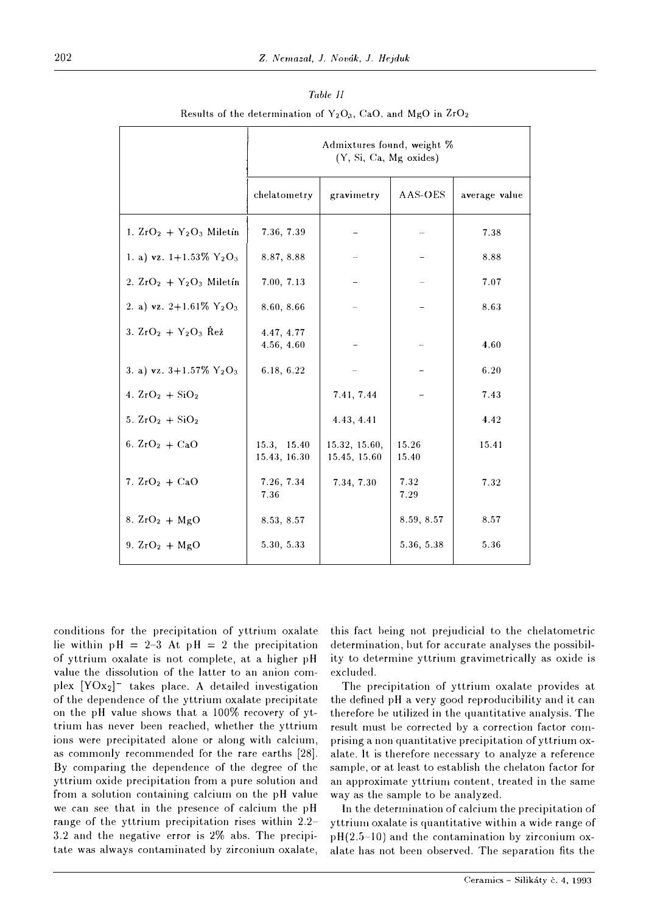*Table II*

Results of the determination of $Y_2O_3$, CaO, and MgO in $ZrO_2$

| | Admixtures found, weight % (Y, Si, Ca, Mg oxides) | | | |
|---|---|---|---|---|
| | chelatometry | gravimetry | AAS-OES | average value |
| 1. $ZrO_2$ + $Y_2O_3$ Miletín | 7.36, 7.39 | – | – | 7.38 |
| 1. a) vz. 1+1.53% $Y_2O_3$ | 8.87, 8.88 | – | – | 8.88 |
| 2. $ZrO_2$ + $Y_2O_3$ Miletín | 7.00, 7.13 | – | – | 7.07 |
| 2. a) vz. 2+1.61% $Y_2O_3$ | 8.60, 8.66 | – | – | 8.63 |
| 3. $ZrO_2$ + $Y_2O_3$ Řež | 4.47, 4.77 4.56, 4.60 | – | – | 4.60 |
| 3. a) vz. 3+1.57% $Y_2O_3$ | 6.18, 6.22 | – | – | 6.20 |
| 4. $ZrO_2$ + $SiO_2$ | | 7.41, 7.44 | – | 7.43 |
| 5. $ZrO_2$ + $SiO_2$ | | 4.43, 4.41 | | 4.42 |
| 6. $ZrO_2$ + CaO | 15.3, 15.40 15.43, 16.30 | 15.32, 15.60, 15.45, 15.60 | 15.26 15.40 | 15.41 |
| 7. $ZrO_2$ + CaO | 7.26, 7.34 7.36 | 7.34, 7.30 | 7.32 7.29 | 7.32 |
| 8. $ZrO_2$ + MgO | 8.53, 8.57 | | 8.59, 8.57 | 8.57 |
| 9. $ZrO_2$ + MgO | 5.30, 5.33 | | 5.36, 5.38 | 5.36 |

conditions for the precipitation of yttrium oxalate lie within pH = 2–3 At pH = 2 the precipitation of yttrium oxalate is not complete, at a higher pH value the dissolution of the latter to an anion complex $[YOx_2]^-$ takes place. A detailed investigation of the dependence of the yttrium oxalate precipitate on the pH value shows that a 100% recovery of yttrium has never been reached, whether the yttrium ions were precipitated alone or along with calcium, as commonly recommended for the rare earths [28]. By comparing the dependence of the degree of the yttrium oxide precipitation from a pure solution and from a solution containing calcium on the pH value we can see that in the presence of calcium the pH range of the yttrium precipitation rises within 2.2–3.2 and the negative error is 2% abs. The precipitate was always contaminated by zirconium oxalate, this fact being not prejudicial to the chelatometric determination, but for accurate analyses the possibility to determine yttrium gravimetrically as oxide is excluded.

The precipitation of yttrium oxalate provides at the defined pH a very good reproducibility and it can therefore be utilized in the quantitative analysis. The result must be corrected by a correction factor comprising a non quantitative precipitation of yttrium oxalate. It is therefore necessary to analyze a reference sample, or at least to establish the chelaton factor for an approximate yttrium content, treated in the same way as the sample to be analyzed.

In the determination of calcium the precipitation of yttrium oxalate is quantitative within a wide range of pH(2.5–10) and the contamination by zirconium oxalate has not been observed. The separation fits the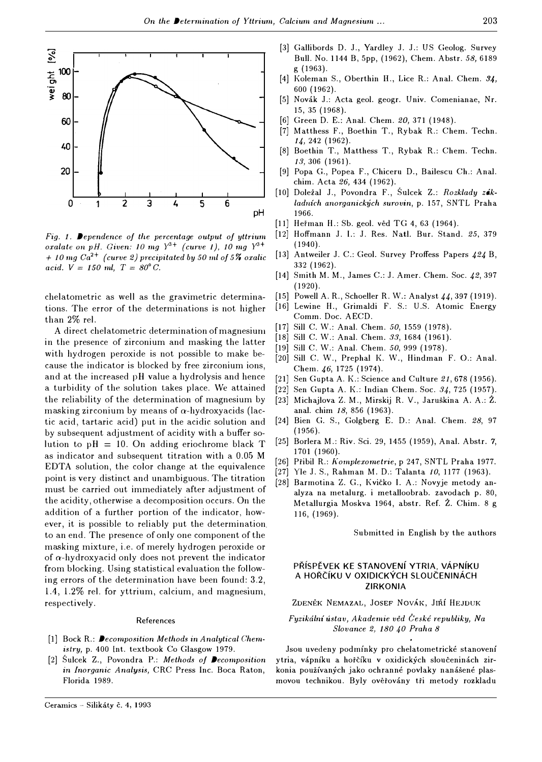Fig. 1. Dependence of the percentage output of yttrium oxalate on pH. Given: 10 mg $Y^{3+}$ (curve 1), 10 mg $Y^{3+}$ + 10 mg $Ca^{2+}$ (curve 2) precipitated by 50 ml of 5% oxalic acid. $V = 150$ ml, $T = 80°C$.

chelatometric as well as the gravimetric determinations. The error of the determinations is not higher than 2% rel.

A direct chelatometric determination of magnesium in the presence of zirconium and masking the latter with hydrogen peroxide is not possible to make because the indicator is blocked by free zirconium ions, and at the increased pH value a hydrolysis and hence a turbidity of the solution takes place. We attained the reliability of the determination of magnesium by masking zirconium by means of $\alpha$-hydroxyacids (lactic acid, tartaric acid) put in the acidic solution and by subsequent adjustment of acidity with a buffer solution to pH = 10. On adding eriochrome black T as indicator and subsequent titration with a 0.05 M EDTA solution, the color change at the equivalence point is very distinct and unambiguous. The titration must be carried out immediately after adjustment of the acidity, otherwise a decomposition occurs. On the addition of a further portion of the indicator, however, it is possible to reliably put the determination to an end. The presence of only one component of the masking mixture, i.e. of merely hydrogen peroxide or of $\alpha$-hydroxyacid only does not prevent the indicator from blocking. Using statistical evaluation the following errors of the determination have been found: 3.2, 1.4, 1.2% rel. for yttrium, calcium, and magnesium, respectively.

## References

[1] Bock R.: *Decomposition Methods in Analytical Chemistry*, p. 400 Int. textbook Co Glasgow 1979.

[2] Šulcek Z., Povondra P.: *Methods of Decomposition in Inorganic Analysis*, CRC Press Inc. Boca Raton, Florida 1989.

[3] Gallibords D. J., Yardley J. J.: US Geolog. Survey Bull. No. 1144 B, 5pp, (1962), Chem. Abstr. *58*, 6189 g (1963).

[4] Koleman S., Oberthin H., Lice R.: Anal. Chem. *34*, 600 (1962).

[5] Novák J.: Acta geol. geogr. Univ. Comenianae, Nr. 15, 35 (1968).

[6] Green D. E.: Anal. Chem. *20*, 371 (1948).

[7] Matthess F., Boethin T., Rybak R.: Chem. Techn. *14*, 242 (1962).

[8] Boethin T., Matthess T., Rybak R.: Chem. Techn. *13*, 306 (1961).

[9] Popa G., Popea F., Chiceru D., Bailescu Ch.: Anal. chim. Acta *26*, 434 (1962).

[10] Doležal J., Povondra F., Šulcek Z.: *Rozklady základních anorganických surovin*, p. 157, SNTL Praha 1966.

[11] Heřman H.: Sb. geol. věd TG 4, 63 (1964).

[12] Hoffmann J. I.: J. Res. Natl. Bur. Stand. *25*, 379 (1940).

[13] Antweiler J. C.: Geol. Survey Proffess Papers *424* B, 332 (1962).

[14] Smith M. M., James C.: J. Amer. Chem. Soc. *42*, 397 (1920).

[15] Powell A. R., Schoeller R. W.: Analyst *44*, 397 (1919).

[16] Lewine H., Grimaldi F. S.: U.S. Atomic Energy Comm. Doc. AECD.

[17] Sill C. W.: Anal. Chem. *50*, 1559 (1978).

[18] Sill C. W.: Anal. Chem. *33*, 1684 (1961).

[19] Sill C. W.: Anal. Chem. *50*, 999 (1978).

[20] Sill C. W., Prephal K. W., Hindman F. O.: Anal. Chem. *46*, 1725 (1974).

[21] Sen Gupta A. K.: Science and Culture *21*, 678 (1956).

[22] Sen Gupta A. K.: Indian Chem. Soc. *34*, 725 (1957).

[23] Michajlova Z. M., Mirskij R. V., Jaruškina A. A.: Ž. anal. chim *18*, 856 (1963).

[24] Bien G. S., Golgberg E. D.: Anal. Chem. *28*, 97 (1956).

[25] Borlera M.: Riv. Sci. 29, 1455 (1959), Anal. Abstr. *7*, 1701 (1960).

[26] Přibil R.: *Komplexometrie*, p 247, SNTL Praha 1977.

[27] Yle J. S., Rahman M. D.: Talanta *10*, 1177 (1963).

[28] Barmotina Z. G., Kvičko I. A.: Novyje metody analyza na metalurg. i metalloobrab. zavodach p. 80, Metallurgia Moskva 1964, abstr. Ref. Ž. Chim. 8 g 116, (1969).

Submitted in English by the authors

## PŘÍSPĚVEK KE STANOVENÍ YTRIA, VÁPNÍKU A HOŘČÍKU V OXIDICKÝCH SLOUČENINÁCH ZIRKONIA

ZDENĚK NEMAZAL, JOSEF NOVÁK, JIŘÍ HEJDUK

*Fyzikální ústav, Akademie věd České republiky, Na Slovance 2, 180 40 Praha 8*

Jsou uvedeny podmínky pro chelatometrické stanovení ytria, vápníku a hořčíku v oxidických sloučeninách zirkonia používaných jako ochranné povlaky nanášené plasmovou technikou. Byly ověřovány tři metody rozkladu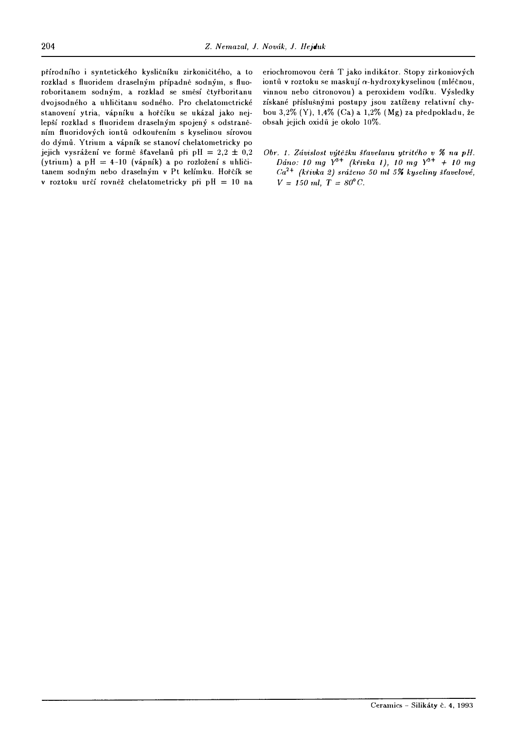přírodního i syntetického kysličníku zirkoničitého, a to rozklad s fluoridem draselným případně sodným, s fluoroboritanem sodným, a rozklad se směsí čtyřboritanu dvojsodného a uhličitanu sodného. Pro chelatometrické stanovení ytria, vápníku a hořčíku se ukázal jako nejlepší rozklad s fluoridem draselným spojený s odstraněním fluoridových iontů odkouřením s kyselinou sírovou do dýmů. Ytrium a vápník se stanoví chelatometricky po jejich vysrážení ve formě šťavelanů při pH = 2,2 ± 0,2 (ytrium) a pH = 4–10 (vápník) a po rozložení s uhličitanem sodným nebo draselným v Pt kelímku. Hořčík se v roztoku určí rovněž chelatometricky při pH = 10 na eriochromovou čerň T jako indikátor. Stopy zirkoniových iontů v roztoku se maskují α-hydroxykyselinou (mléčnou, vinnou nebo citronovou) a peroxidem vodíku. Výsledky získané příslušnými postupy jsou zatíženy relativní chybou 3,2% (Y), 1,4% (Ca) a 1,2% (Mg) za předpokladu, že obsah jejich oxidů je okolo 10%.

*Obr. 1. Závislost výtěžku šťavelanu ytritého v % na pH. Dáno: 10 mg $Y^{3+}$ (křivka 1), 10 mg $Y^{3+}$ + 10 mg $Ca^{2+}$ (křivka 2) sráženo 50 ml 5% kyseliny šťavelové, V = 150 ml, T = 80°C.*